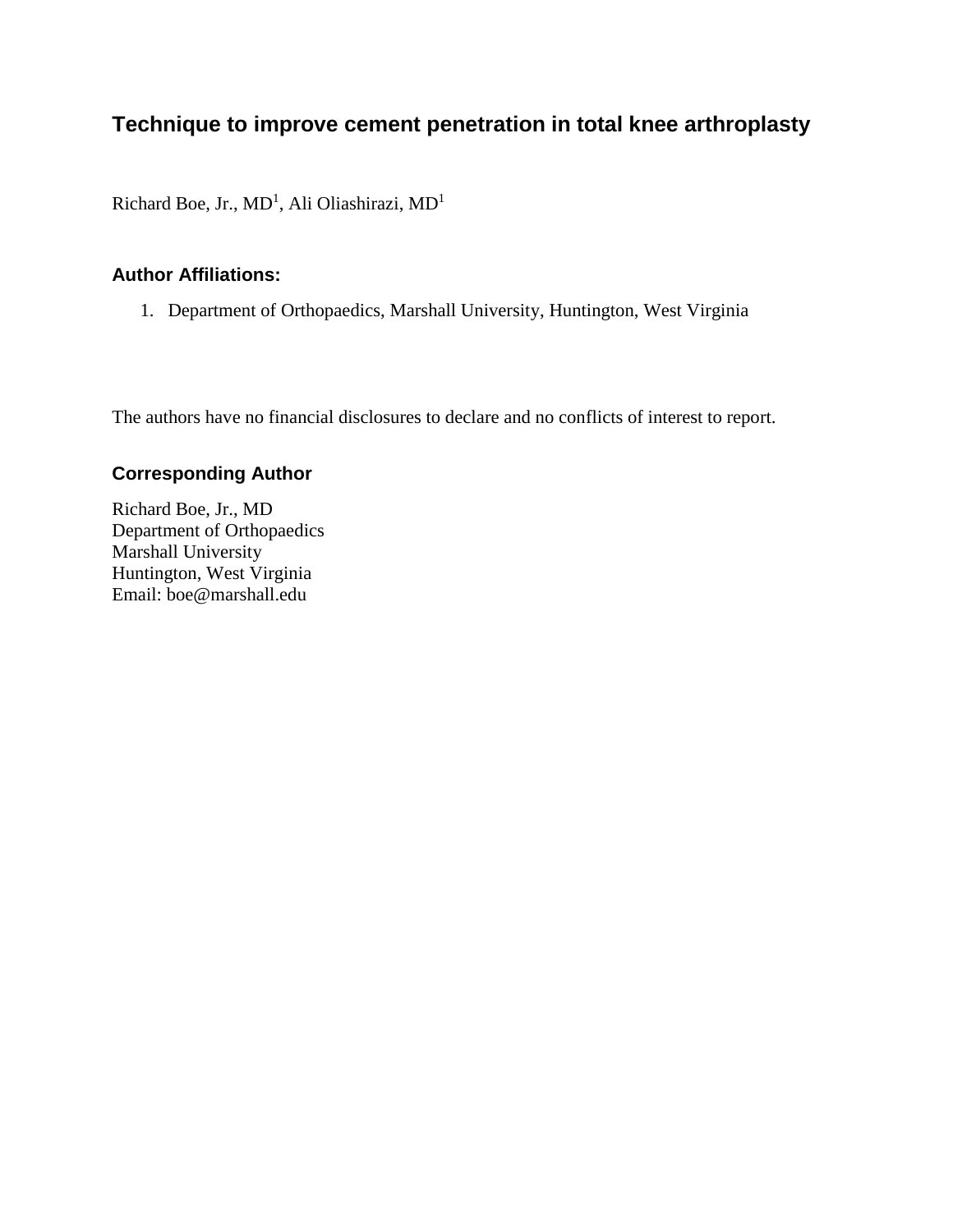# Technique to improve cement penetration in total knee arthroplasty

Richard Boe, Jr., MD[1], Ali Oliashirazi, MD[1]

## Author Affiliations:

1. Department of Orthopaedics, Marshall University, Huntington, West Virginia

The authors have no financial disclosures to declare and no conflicts of interest to report.

## Corresponding Author

Richard Boe, Jr., MD
Department of Orthopaedics
Marshall University
Huntington, West Virginia
Email: boe@marshall.edu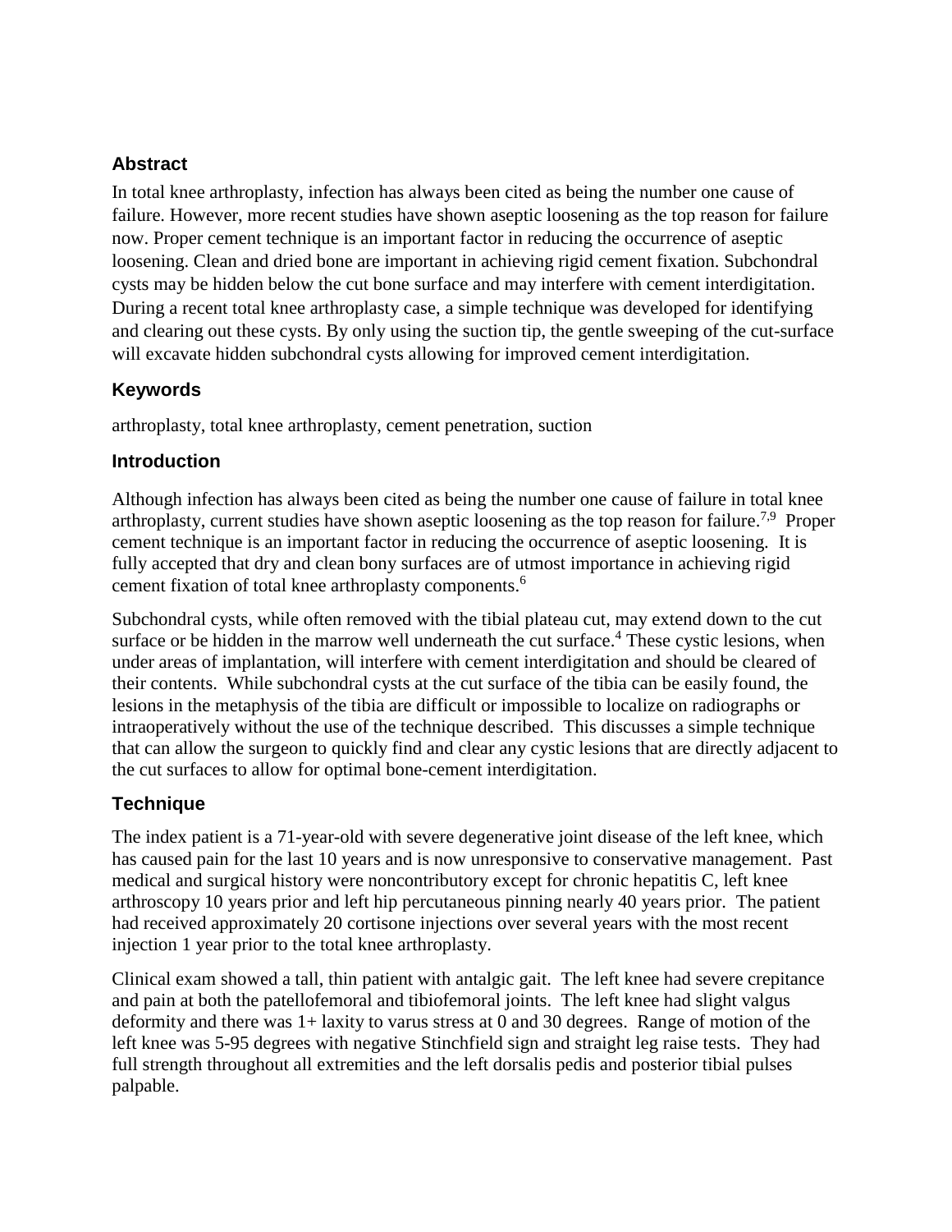## Abstract

In total knee arthroplasty, infection has always been cited as being the number one cause of failure. However, more recent studies have shown aseptic loosening as the top reason for failure now. Proper cement technique is an important factor in reducing the occurrence of aseptic loosening. Clean and dried bone are important in achieving rigid cement fixation. Subchondral cysts may be hidden below the cut bone surface and may interfere with cement interdigitation. During a recent total knee arthroplasty case, a simple technique was developed for identifying and clearing out these cysts. By only using the suction tip, the gentle sweeping of the cut-surface will excavate hidden subchondral cysts allowing for improved cement interdigitation.

## Keywords

arthroplasty, total knee arthroplasty, cement penetration, suction

## Introduction

Although infection has always been cited as being the number one cause of failure in total knee arthroplasty, current studies have shown aseptic loosening as the top reason for failure.[7,9] Proper cement technique is an important factor in reducing the occurrence of aseptic loosening. It is fully accepted that dry and clean bony surfaces are of utmost importance in achieving rigid cement fixation of total knee arthroplasty components.[6]

Subchondral cysts, while often removed with the tibial plateau cut, may extend down to the cut surface or be hidden in the marrow well underneath the cut surface.[4] These cystic lesions, when under areas of implantation, will interfere with cement interdigitation and should be cleared of their contents. While subchondral cysts at the cut surface of the tibia can be easily found, the lesions in the metaphysis of the tibia are difficult or impossible to localize on radiographs or intraoperatively without the use of the technique described. This discusses a simple technique that can allow the surgeon to quickly find and clear any cystic lesions that are directly adjacent to the cut surfaces to allow for optimal bone-cement interdigitation.

## Technique

The index patient is a 71-year-old with severe degenerative joint disease of the left knee, which has caused pain for the last 10 years and is now unresponsive to conservative management. Past medical and surgical history were noncontributory except for chronic hepatitis C, left knee arthroscopy 10 years prior and left hip percutaneous pinning nearly 40 years prior. The patient had received approximately 20 cortisone injections over several years with the most recent injection 1 year prior to the total knee arthroplasty.

Clinical exam showed a tall, thin patient with antalgic gait. The left knee had severe crepitance and pain at both the patellofemoral and tibiofemoral joints. The left knee had slight valgus deformity and there was 1+ laxity to varus stress at 0 and 30 degrees. Range of motion of the left knee was 5-95 degrees with negative Stinchfield sign and straight leg raise tests. They had full strength throughout all extremities and the left dorsalis pedis and posterior tibial pulses palpable.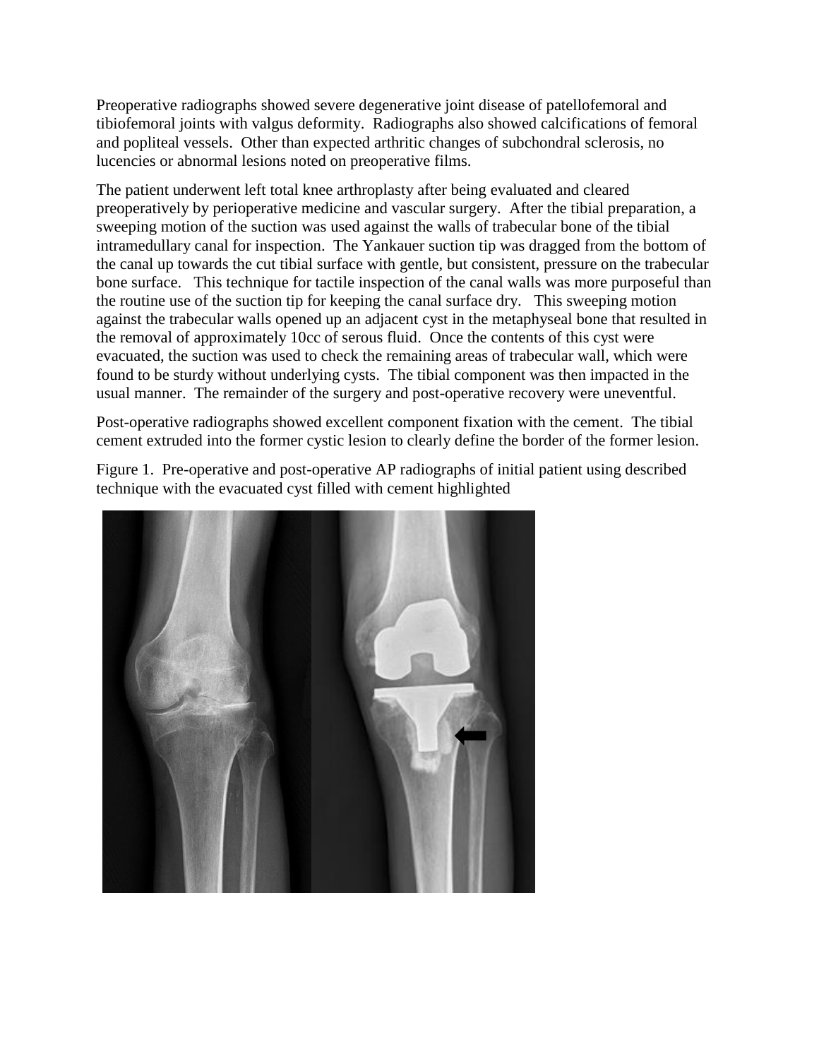Preoperative radiographs showed severe degenerative joint disease of patellofemoral and tibiofemoral joints with valgus deformity. Radiographs also showed calcifications of femoral and popliteal vessels. Other than expected arthritic changes of subchondral sclerosis, no lucencies or abnormal lesions noted on preoperative films.

The patient underwent left total knee arthroplasty after being evaluated and cleared preoperatively by perioperative medicine and vascular surgery. After the tibial preparation, a sweeping motion of the suction was used against the walls of trabecular bone of the tibial intramedullary canal for inspection. The Yankauer suction tip was dragged from the bottom of the canal up towards the cut tibial surface with gentle, but consistent, pressure on the trabecular bone surface. This technique for tactile inspection of the canal walls was more purposeful than the routine use of the suction tip for keeping the canal surface dry. This sweeping motion against the trabecular walls opened up an adjacent cyst in the metaphyseal bone that resulted in the removal of approximately 10cc of serous fluid. Once the contents of this cyst were evacuated, the suction was used to check the remaining areas of trabecular wall, which were found to be sturdy without underlying cysts. The tibial component was then impacted in the usual manner. The remainder of the surgery and post-operative recovery were uneventful.

Post-operative radiographs showed excellent component fixation with the cement. The tibial cement extruded into the former cystic lesion to clearly define the border of the former lesion.

Figure 1. Pre-operative and post-operative AP radiographs of initial patient using described technique with the evacuated cyst filled with cement highlighted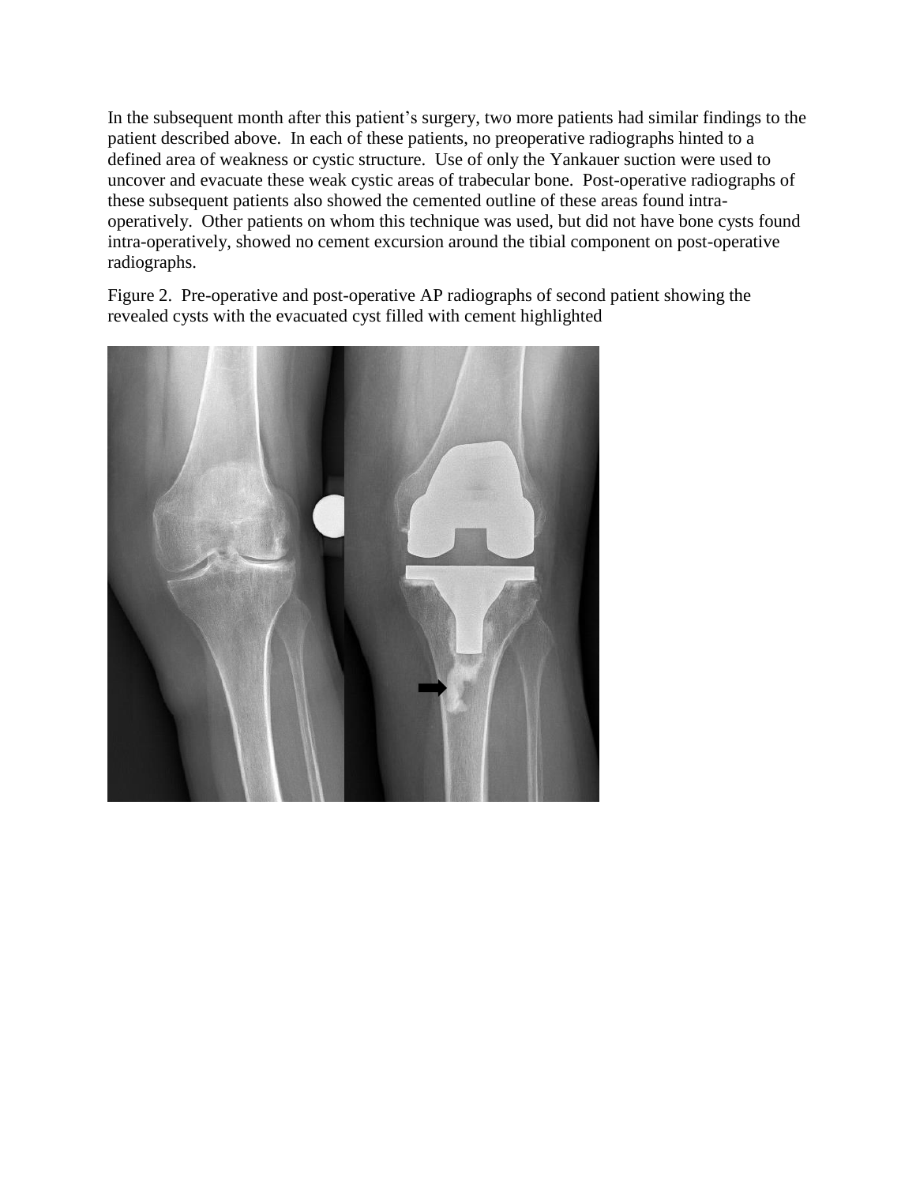In the subsequent month after this patient's surgery, two more patients had similar findings to the patient described above. In each of these patients, no preoperative radiographs hinted to a defined area of weakness or cystic structure. Use of only the Yankauer suction were used to uncover and evacuate these weak cystic areas of trabecular bone. Post-operative radiographs of these subsequent patients also showed the cemented outline of these areas found intra-operatively. Other patients on whom this technique was used, but did not have bone cysts found intra-operatively, showed no cement excursion around the tibial component on post-operative radiographs.

Figure 2. Pre-operative and post-operative AP radiographs of second patient showing the revealed cysts with the evacuated cyst filled with cement highlighted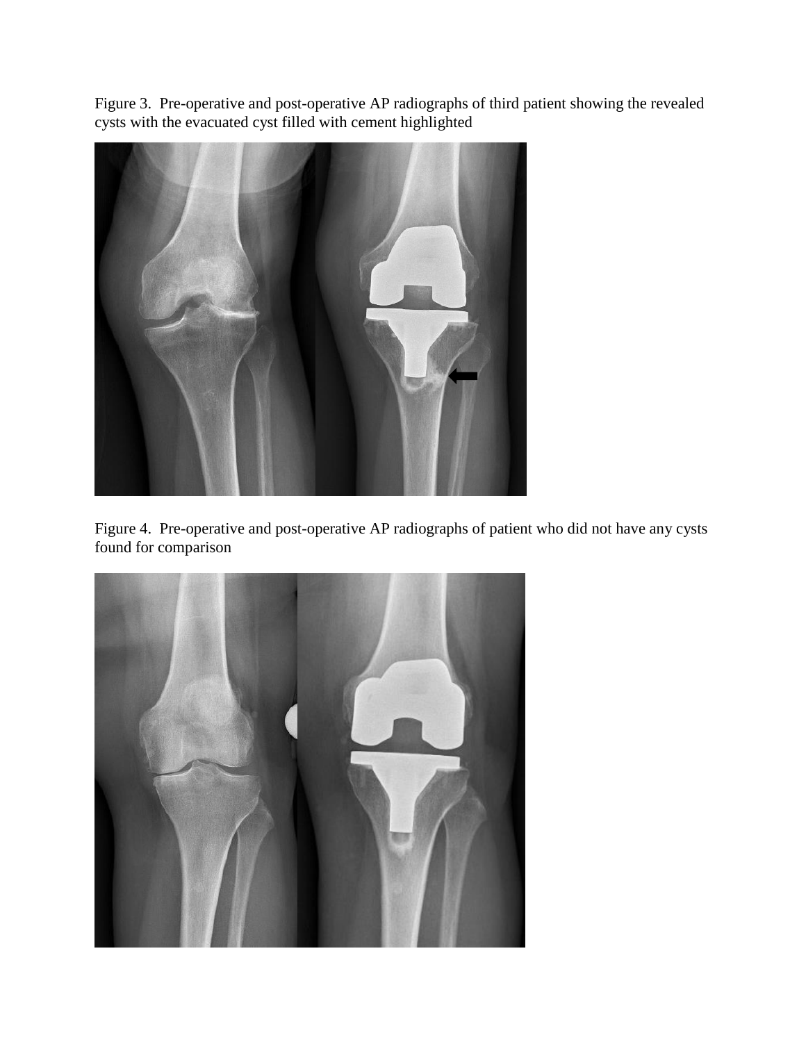Figure 3. Pre-operative and post-operative AP radiographs of third patient showing the revealed cysts with the evacuated cyst filled with cement highlighted

Figure 4. Pre-operative and post-operative AP radiographs of patient who did not have any cysts found for comparison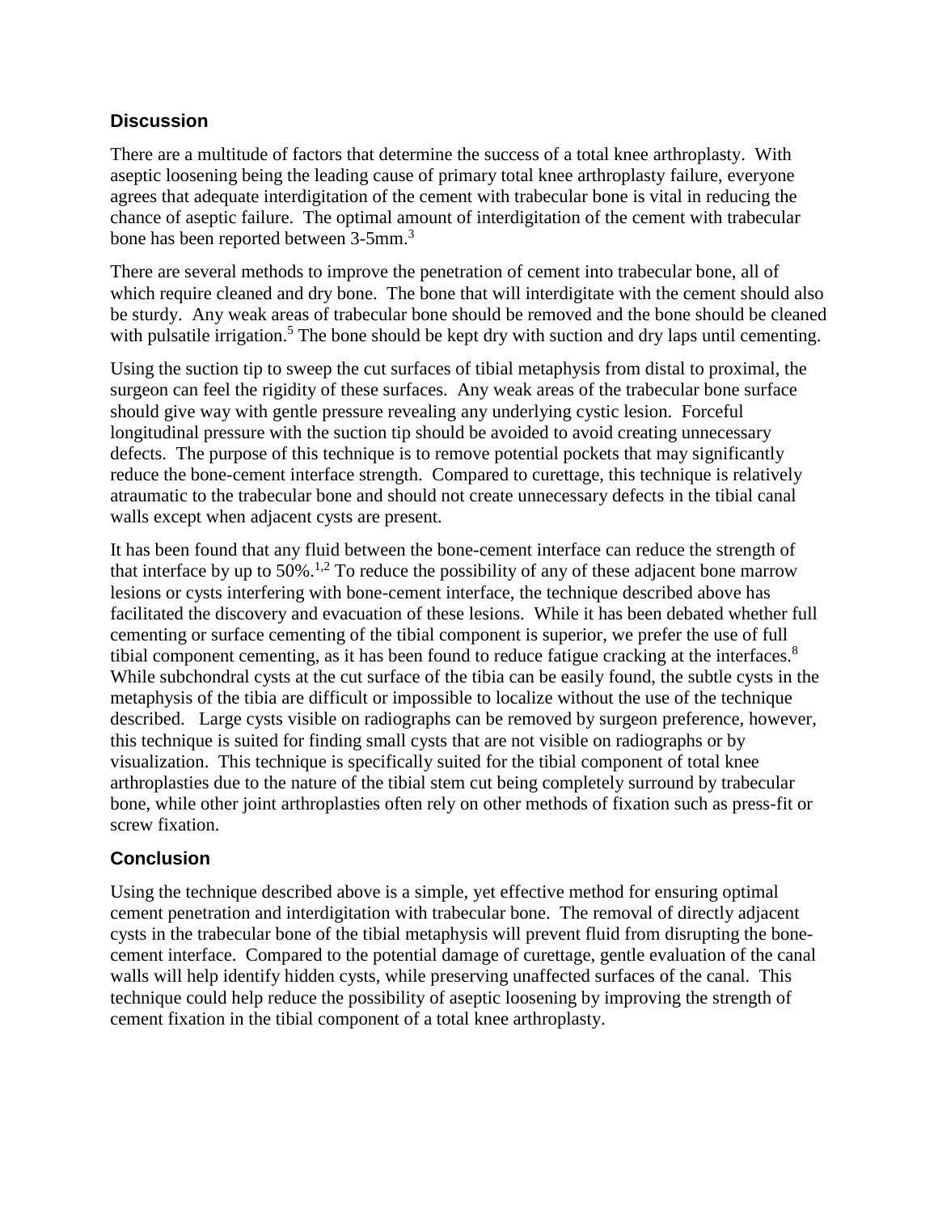## Discussion

There are a multitude of factors that determine the success of a total knee arthroplasty. With aseptic loosening being the leading cause of primary total knee arthroplasty failure, everyone agrees that adequate interdigitation of the cement with trabecular bone is vital in reducing the chance of aseptic failure. The optimal amount of interdigitation of the cement with trabecular bone has been reported between 3-5mm.[3]

There are several methods to improve the penetration of cement into trabecular bone, all of which require cleaned and dry bone. The bone that will interdigitate with the cement should also be sturdy. Any weak areas of trabecular bone should be removed and the bone should be cleaned with pulsatile irrigation.[5] The bone should be kept dry with suction and dry laps until cementing.

Using the suction tip to sweep the cut surfaces of tibial metaphysis from distal to proximal, the surgeon can feel the rigidity of these surfaces. Any weak areas of the trabecular bone surface should give way with gentle pressure revealing any underlying cystic lesion. Forceful longitudinal pressure with the suction tip should be avoided to avoid creating unnecessary defects. The purpose of this technique is to remove potential pockets that may significantly reduce the bone-cement interface strength. Compared to curettage, this technique is relatively atraumatic to the trabecular bone and should not create unnecessary defects in the tibial canal walls except when adjacent cysts are present.

It has been found that any fluid between the bone-cement interface can reduce the strength of that interface by up to 50%.[1,2] To reduce the possibility of any of these adjacent bone marrow lesions or cysts interfering with bone-cement interface, the technique described above has facilitated the discovery and evacuation of these lesions. While it has been debated whether full cementing or surface cementing of the tibial component is superior, we prefer the use of full tibial component cementing, as it has been found to reduce fatigue cracking at the interfaces.[8] While subchondral cysts at the cut surface of the tibia can be easily found, the subtle cysts in the metaphysis of the tibia are difficult or impossible to localize without the use of the technique described. Large cysts visible on radiographs can be removed by surgeon preference, however, this technique is suited for finding small cysts that are not visible on radiographs or by visualization. This technique is specifically suited for the tibial component of total knee arthroplasties due to the nature of the tibial stem cut being completely surround by trabecular bone, while other joint arthroplasties often rely on other methods of fixation such as press-fit or screw fixation.

## Conclusion

Using the technique described above is a simple, yet effective method for ensuring optimal cement penetration and interdigitation with trabecular bone. The removal of directly adjacent cysts in the trabecular bone of the tibial metaphysis will prevent fluid from disrupting the bone-cement interface. Compared to the potential damage of curettage, gentle evaluation of the canal walls will help identify hidden cysts, while preserving unaffected surfaces of the canal. This technique could help reduce the possibility of aseptic loosening by improving the strength of cement fixation in the tibial component of a total knee arthroplasty.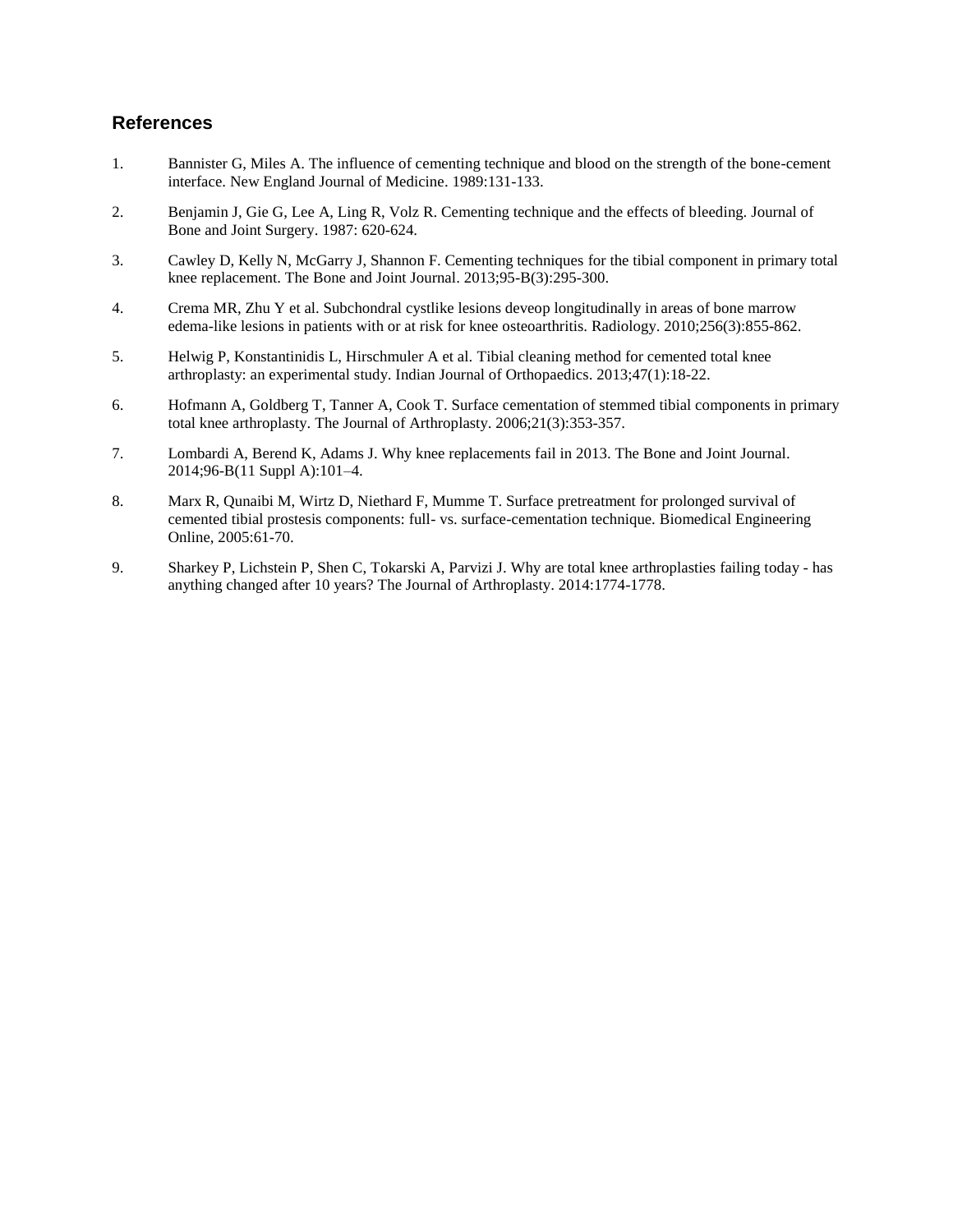## References

1. Bannister G, Miles A. The influence of cementing technique and blood on the strength of the bone-cement interface. New England Journal of Medicine. 1989:131-133.
2. Benjamin J, Gie G, Lee A, Ling R, Volz R. Cementing technique and the effects of bleeding. Journal of Bone and Joint Surgery. 1987: 620-624.
3. Cawley D, Kelly N, McGarry J, Shannon F. Cementing techniques for the tibial component in primary total knee replacement. The Bone and Joint Journal. 2013;95-B(3):295-300.
4. Crema MR, Zhu Y et al. Subchondral cystlike lesions deveop longitudinally in areas of bone marrow edema-like lesions in patients with or at risk for knee osteoarthritis. Radiology. 2010;256(3):855-862.
5. Helwig P, Konstantinidis L, Hirschmuler A et al. Tibial cleaning method for cemented total knee arthroplasty: an experimental study. Indian Journal of Orthopaedics. 2013;47(1):18-22.
6. Hofmann A, Goldberg T, Tanner A, Cook T. Surface cementation of stemmed tibial components in primary total knee arthroplasty. The Journal of Arthroplasty. 2006;21(3):353-357.
7. Lombardi A, Berend K, Adams J. Why knee replacements fail in 2013. The Bone and Joint Journal. 2014;96-B(11 Suppl A):101–4.
8. Marx R, Qunaibi M, Wirtz D, Niethard F, Mumme T. Surface pretreatment for prolonged survival of cemented tibial prostesis components: full- vs. surface-cementation technique. Biomedical Engineering Online, 2005:61-70.
9. Sharkey P, Lichstein P, Shen C, Tokarski A, Parvizi J. Why are total knee arthroplasties failing today - has anything changed after 10 years? The Journal of Arthroplasty. 2014:1774-1778.